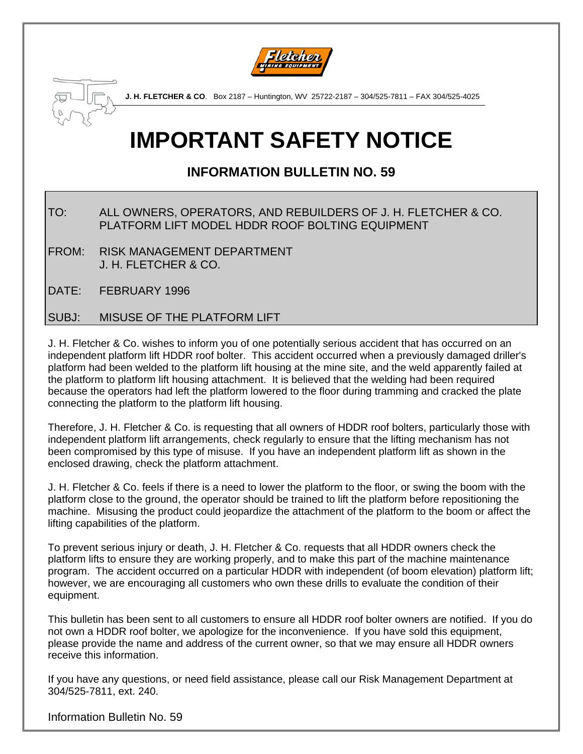**J. H. FLETCHER & CO**. Box 2187 – Huntington, WV 25722-2187 – 304/525-7811 – FAX 304/525-4025

# IMPORTANT SAFETY NOTICE

## INFORMATION BULLETIN NO. 59

TO: ALL OWNERS, OPERATORS, AND REBUILDERS OF J. H. FLETCHER & CO. PLATFORM LIFT MODEL HDDR ROOF BOLTING EQUIPMENT

FROM: RISK MANAGEMENT DEPARTMENT
J. H. FLETCHER & CO.

DATE: FEBRUARY 1996

SUBJ: MISUSE OF THE PLATFORM LIFT

J. H. Fletcher & Co. wishes to inform you of one potentially serious accident that has occurred on an independent platform lift HDDR roof bolter. This accident occurred when a previously damaged driller's platform had been welded to the platform lift housing at the mine site, and the weld apparently failed at the platform to platform lift housing attachment. It is believed that the welding had been required because the operators had left the platform lowered to the floor during tramming and cracked the plate connecting the platform to the platform lift housing.

Therefore, J. H. Fletcher & Co. is requesting that all owners of HDDR roof bolters, particularly those with independent platform lift arrangements, check regularly to ensure that the lifting mechanism has not been compromised by this type of misuse. If you have an independent platform lift as shown in the enclosed drawing, check the platform attachment.

J. H. Fletcher & Co. feels if there is a need to lower the platform to the floor, or swing the boom with the platform close to the ground, the operator should be trained to lift the platform before repositioning the machine. Misusing the product could jeopardize the attachment of the platform to the boom or affect the lifting capabilities of the platform.

To prevent serious injury or death, J. H. Fletcher & Co. requests that all HDDR owners check the platform lifts to ensure they are working properly, and to make this part of the machine maintenance program. The accident occurred on a particular HDDR with independent (of boom elevation) platform lift; however, we are encouraging all customers who own these drills to evaluate the condition of their equipment.

This bulletin has been sent to all customers to ensure all HDDR roof bolter owners are notified. If you do not own a HDDR roof bolter, we apologize for the inconvenience. If you have sold this equipment, please provide the name and address of the current owner, so that we may ensure all HDDR owners receive this information.

If you have any questions, or need field assistance, please call our Risk Management Department at 304/525-7811, ext. 240.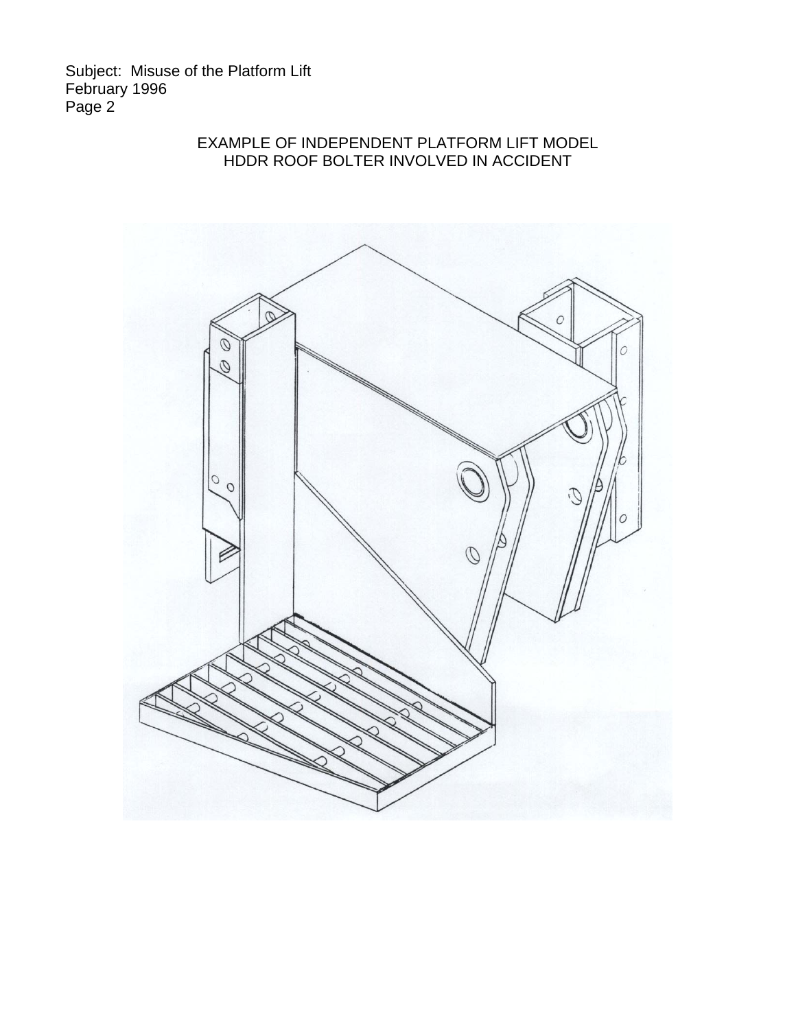EXAMPLE OF INDEPENDENT PLATFORM LIFT MODEL
HDDR ROOF BOLTER INVOLVED IN ACCIDENT